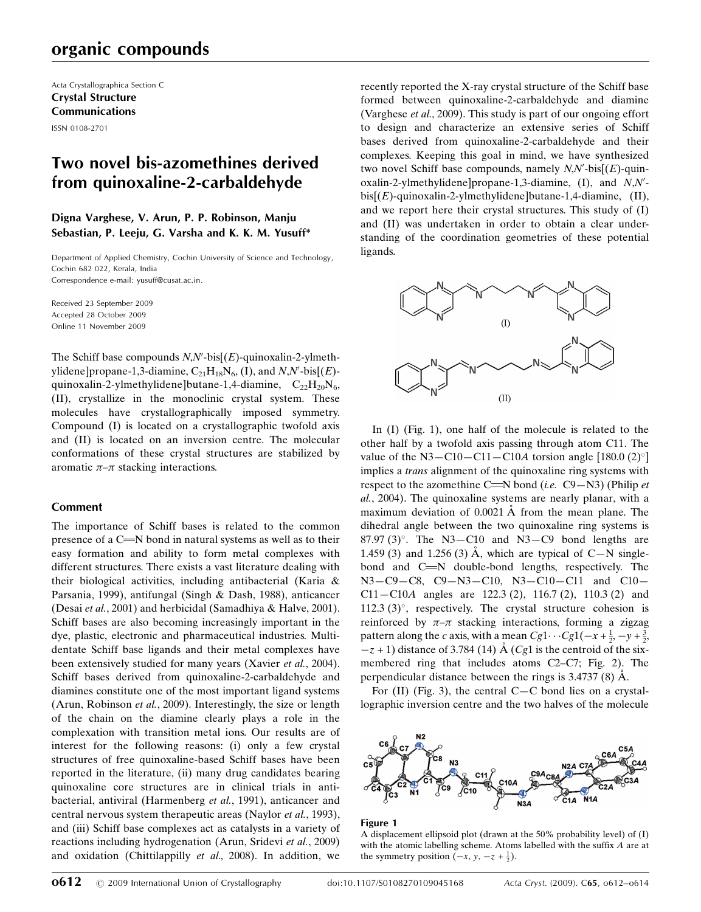Acta Crystallographica Section C
**Crystal Structure Communications**
ISSN 0108-2701

# Two novel bis-azomethines derived from quinoxaline-2-carbaldehyde

**Digna Varghese, V. Arun, P. P. Robinson, Manju Sebastian, P. Leeju, G. Varsha and K. K. M. Yusuff***

Department of Applied Chemistry, Cochin University of Science and Technology, Cochin 682 022, Kerala, India
Correspondence e-mail: yusuff@cusat.ac.in

Received 23 September 2009
Accepted 28 October 2009
Online 11 November 2009

The Schiff base compounds *N*,*N*′-bis[(*E*)-quinoxalin-2-ylmethylidene]propane-1,3-diamine, $C_{21}H_{18}N_6$, (I), and *N*,*N*′-bis[(*E*)-quinoxalin-2-ylmethylidene]butane-1,4-diamine, $C_{22}H_{20}N_6$, (II), crystallize in the monoclinic crystal system. These molecules have crystallographically imposed symmetry. Compound (I) is located on a crystallographic twofold axis and (II) is located on an inversion centre. The molecular conformations of these crystal structures are stabilized by aromatic $\pi$–$\pi$ stacking interactions.

## Comment

The importance of Schiff bases is related to the common presence of a C═N bond in natural systems as well as to their easy formation and ability to form metal complexes with different structures. There exists a vast literature dealing with their biological activities, including antibacterial (Karia & Parsania, 1999), antifungal (Singh & Dash, 1988), anticancer (Desai *et al.*, 2001) and herbicidal (Samadhiya & Halve, 2001). Schiff bases are also becoming increasingly important in the dye, plastic, electronic and pharmaceutical industries. Multidentate Schiff base ligands and their metal complexes have been extensively studied for many years (Xavier *et al.*, 2004). Schiff bases derived from quinoxaline-2-carbaldehyde and diamines constitute one of the most important ligand systems (Arun, Robinson *et al.*, 2009). Interestingly, the size or length of the chain on the diamine clearly plays a role in the complexation with transition metal ions. Our results are of interest for the following reasons: (i) only a few crystal structures of free quinoxaline-based Schiff bases have been reported in the literature, (ii) many drug candidates bearing quinoxaline core structures are in clinical trials in antibacterial, antiviral (Harmenberg *et al.*, 1991), anticancer and central nervous system therapeutic areas (Naylor *et al.*, 1993), and (iii) Schiff base complexes act as catalysts in a variety of reactions including hydrogenation (Arun, Sridevi *et al.*, 2009) and oxidation (Chittilappilly *et al.*, 2008). In addition, we recently reported the X-ray crystal structure of the Schiff base formed between quinoxaline-2-carbaldehyde and diamine (Varghese *et al.*, 2009). This study is part of our ongoing effort to design and characterize an extensive series of Schiff bases derived from quinoxaline-2-carbaldehyde and their complexes. Keeping this goal in mind, we have synthesized two novel Schiff base compounds, namely *N*,*N*′-bis[(*E*)-quinoxalin-2-ylmethylidene]propane-1,3-diamine, (I), and *N*,*N*′-bis[(*E*)-quinoxalin-2-ylmethylidene]butane-1,4-diamine, (II), and we report here their crystal structures. This study of (I) and (II) was undertaken in order to obtain a clear understanding of the coordination geometries of these potential ligands.

In (I) (Fig. 1), one half of the molecule is related to the other half by a twofold axis passing through atom C11. The value of the N3—C10—C11—C10*A* torsion angle [180.0 (2)°] implies a *trans* alignment of the quinoxaline ring systems with respect to the azomethine C═N bond (*i.e.* C9—N3) (Philip *et al.*, 2004). The quinoxaline systems are nearly planar, with a maximum deviation of 0.0021 Å from the mean plane. The dihedral angle between the two quinoxaline ring systems is 87.97 (3)°. The N3—C10 and N3—C9 bond lengths are 1.459 (3) and 1.256 (3) Å, which are typical of C—N single-bond and C═N double-bond lengths, respectively. The N3—C9—C8, C9—N3—C10, N3—C10—C11 and C10—C11—C10*A* angles are 122.3 (2), 116.7 (2), 110.3 (2) and 112.3 (3)°, respectively. The crystal structure cohesion is reinforced by $\pi$–$\pi$ stacking interactions, forming a zigzag pattern along the *c* axis, with a mean $Cg1\cdots Cg1(-x+\frac{1}{2}, -y+\frac{3}{2}, -z+1)$ distance of 3.784 (14) Å (*Cg*1 is the centroid of the six-membered ring that includes atoms C2–C7; Fig. 2). The perpendicular distance between the rings is 3.4737 (8) Å.

For (II) (Fig. 3), the central C—C bond lies on a crystallographic inversion centre and the two halves of the molecule

**Figure 1**
A displacement ellipsoid plot (drawn at the 50% probability level) of (I) with the atomic labelling scheme. Atoms labelled with the suffix *A* are at the symmetry position $(-x, y, -z+\frac{1}{2})$.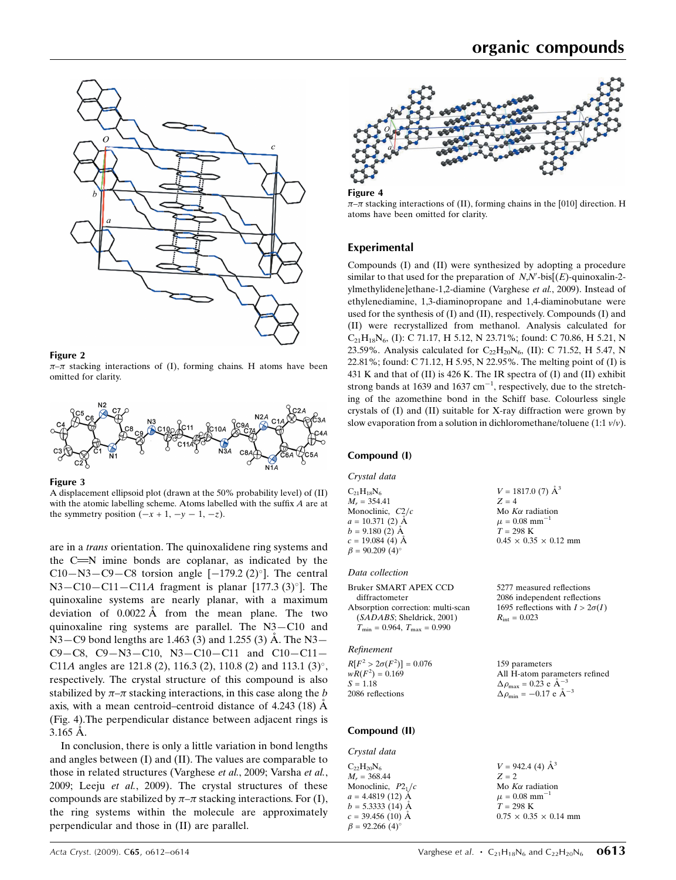Figure 2

$\pi$–$\pi$ stacking interactions of (I), forming chains. H atoms have been omitted for clarity.

Figure 3

A displacement ellipsoid plot (drawn at the 50% probability level) of (II) with the atomic labelling scheme. Atoms labelled with the suffix *A* are at the symmetry position ($-x + 1$, $-y - 1$, $-z$).

are in a *trans* orientation. The quinoxalidene ring systems and the C=N imine bonds are coplanar, as indicated by the C10—N3—C9—C8 torsion angle [−179.2 (2)°]. The central N3—C10—C11—C11*A* fragment is planar [177.3 (3)°]. The quinoxaline systems are nearly planar, with a maximum deviation of 0.0022 Å from the mean plane. The two quinoxaline ring systems are parallel. The N3—C10 and N3—C9 bond lengths are 1.463 (3) and 1.255 (3) Å. The N3—C9—C8, C9—N3—C10, N3—C10—C11 and C10—C11—C11*A* angles are 121.8 (2), 116.3 (2), 110.8 (2) and 113.1 (3)°, respectively. The crystal structure of this compound is also stabilized by $\pi$–$\pi$ stacking interactions, in this case along the *b* axis, with a mean centroid–centroid distance of 4.243 (18) Å (Fig. 4).The perpendicular distance between adjacent rings is 3.165 Å.

In conclusion, there is only a little variation in bond lengths and angles between (I) and (II). The values are comparable to those in related structures (Varghese *et al.*, 2009; Varsha *et al.*, 2009; Leeju *et al.*, 2009). The crystal structures of these compounds are stabilized by $\pi$–$\pi$ stacking interactions. For (I), the ring systems within the molecule are approximately perpendicular and those in (II) are parallel.

Figure 4

$\pi$–$\pi$ stacking interactions of (II), forming chains in the [010] direction. H atoms have been omitted for clarity.

## Experimental

Compounds (I) and (II) were synthesized by adopting a procedure similar to that used for the preparation of *N*,*N*′-bis[(*E*)-quinoxalin-2-ylmethylidene]ethane-1,2-diamine (Varghese *et al.*, 2009). Instead of ethylenediamine, 1,3-diaminopropane and 1,4-diaminobutane were used for the synthesis of (I) and (II), respectively. Compounds (I) and (II) were recrystallized from methanol. Analysis calculated for $C_{21}H_{18}N_6$, (I): C 71.17, H 5.12, N 23.71%; found: C 70.86, H 5.21, N 23.59%. Analysis calculated for $C_{22}H_{20}N_6$, (II): C 71.52, H 5.47, N 22.81%; found: C 71.12, H 5.95, N 22.95%. The melting point of (I) is 431 K and that of (II) is 426 K. The IR spectra of (I) and (II) exhibit strong bands at 1639 and 1637 $cm^{-1}$, respectively, due to the stretching of the azomethine bond in the Schiff base. Colourless single crystals of (I) and (II) suitable for X-ray diffraction were grown by slow evaporation from a solution in dichloromethane/toluene (1:1 *v*/*v*).

## Compound (I)

### Crystal data

$C_{21}H_{18}N_6$
$M_r$ = 354.41
Monoclinic, $C2/c$
$a$ = 10.371 (2) Å
$b$ = 9.180 (2) Å
$c$ = 19.084 (4) Å
$\beta$ = 90.209 (4)°
$V$ = 1817.0 (7) Å$^3$
$Z$ = 4
Mo $K\alpha$ radiation
$\mu$ = 0.08 mm$^{-1}$
$T$ = 298 K
0.45 × 0.35 × 0.12 mm

### Data collection

Bruker SMART APEX CCD diffractometer
Absorption correction: multi-scan (*SADABS*; Sheldrick, 2001)
$T_{min}$ = 0.964, $T_{max}$ = 0.990
5277 measured reflections
2086 independent reflections
1695 reflections with $I > 2\sigma(I)$
$R_{int}$ = 0.023

### Refinement

$R[F^2 > 2\sigma(F^2)]$ = 0.076
$wR(F^2)$ = 0.169
$S$ = 1.18
2086 reflections
159 parameters
All H-atom parameters refined
$\Delta\rho_{max}$ = 0.23 e Å$^{-3}$
$\Delta\rho_{min}$ = −0.17 e Å$^{-3}$

## Compound (II)

### Crystal data

$C_{22}H_{20}N_6$
$M_r$ = 368.44
Monoclinic, $P2_1/c$
$a$ = 4.4819 (12) Å
$b$ = 5.3333 (14) Å
$c$ = 39.456 (10) Å
$\beta$ = 92.266 (4)°
$V$ = 942.4 (4) Å$^3$
$Z$ = 2
Mo $K\alpha$ radiation
$\mu$ = 0.08 mm$^{-1}$
$T$ = 298 K
0.75 × 0.35 × 0.14 mm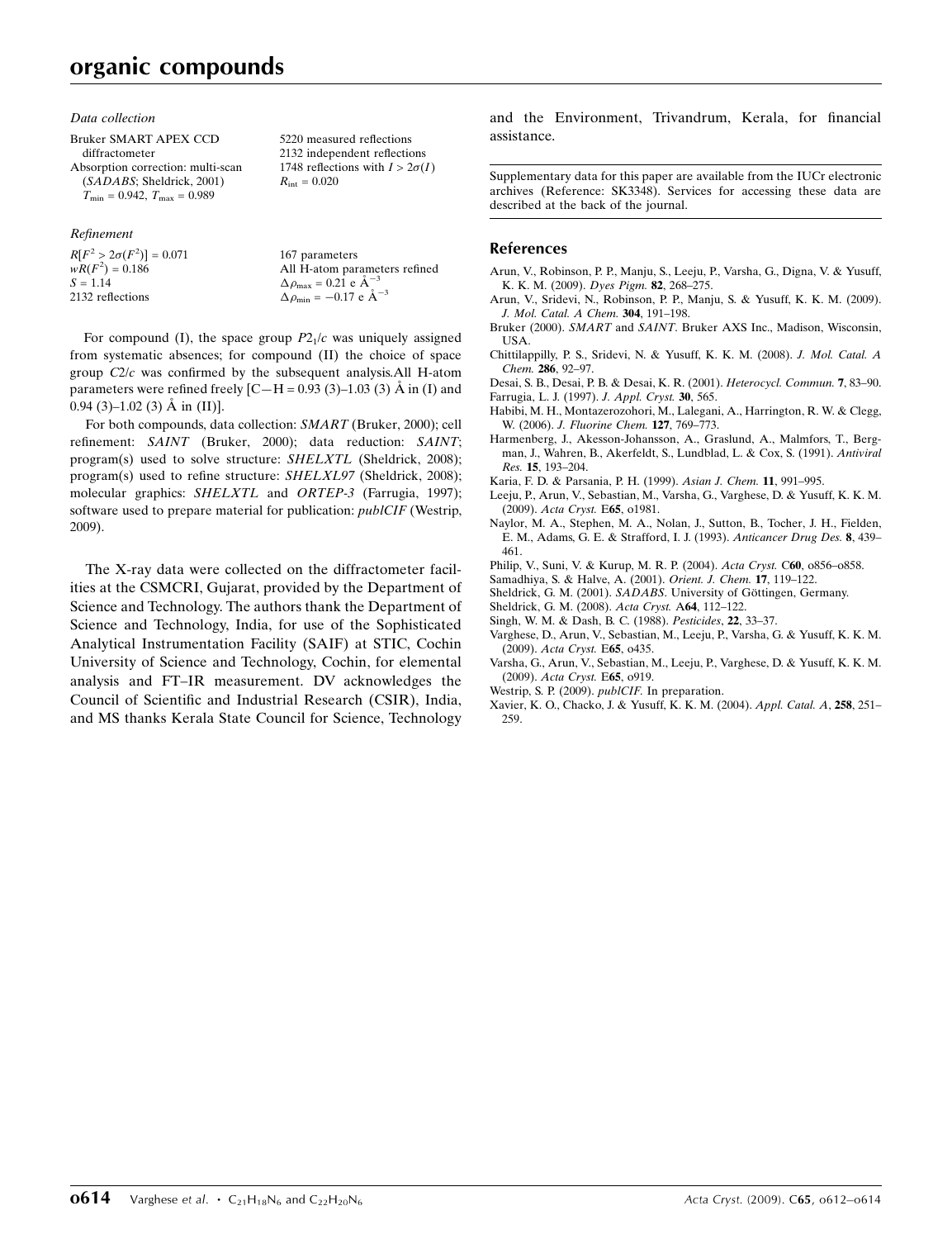*Data collection*

| | |
|---|---|
| Bruker SMART APEX CCD diffractometer | 5220 measured reflections |
| Absorption correction: multi-scan (*SADABS*; Sheldrick, 2001) | 2132 independent reflections |
| $T_{min} = 0.942$, $T_{max} = 0.989$ | 1748 reflections with $I > 2\sigma(I)$ |
| | $R_{int} = 0.020$ |

*Refinement*

| | |
|---|---|
| $R[F^2 > 2\sigma(F^2)] = 0.071$ | 167 parameters |
| $wR(F^2) = 0.186$ | All H-atom parameters refined |
| $S = 1.14$ | $\Delta\rho_{max} = 0.21$ e Å$^{-3}$ |
| 2132 reflections | $\Delta\rho_{min} = -0.17$ e Å$^{-3}$ |

For compound (I), the space group $P2_1/c$ was uniquely assigned from systematic absences; for compound (II) the choice of space group $C2/c$ was confirmed by the subsequent analysis.All H-atom parameters were refined freely [C—H = 0.93 (3)–1.03 (3) Å in (I) and 0.94 (3)–1.02 (3) Å in (II)].

For both compounds, data collection: *SMART* (Bruker, 2000); cell refinement: *SAINT* (Bruker, 2000); data reduction: *SAINT*; program(s) used to solve structure: *SHELXTL* (Sheldrick, 2008); program(s) used to refine structure: *SHELXL97* (Sheldrick, 2008); molecular graphics: *SHELXTL* and *ORTEP-3* (Farrugia, 1997); software used to prepare material for publication: *publCIF* (Westrip, 2009).

The X-ray data were collected on the diffractometer facilities at the CSMCRI, Gujarat, provided by the Department of Science and Technology. The authors thank the Department of Science and Technology, India, for use of the Sophisticated Analytical Instrumentation Facility (SAIF) at STIC, Cochin University of Science and Technology, Cochin, for elemental analysis and FT–IR measurement. DV acknowledges the Council of Scientific and Industrial Research (CSIR), India, and MS thanks Kerala State Council for Science, Technology and the Environment, Trivandrum, Kerala, for financial assistance.

Supplementary data for this paper are available from the IUCr electronic archives (Reference: SK3348). Services for accessing these data are described at the back of the journal.

## References

Arun, V., Robinson, P. P., Manju, S., Leeju, P., Varsha, G., Digna, V. & Yusuff, K. K. M. (2009). *Dyes Pigm.* **82**, 268–275.

Arun, V., Sridevi, N., Robinson, P. P., Manju, S. & Yusuff, K. K. M. (2009). *J. Mol. Catal. A Chem.* **304**, 191–198.

Bruker (2000). *SMART* and *SAINT*. Bruker AXS Inc., Madison, Wisconsin, USA.

Chittilappilly, P. S., Sridevi, N. & Yusuff, K. K. M. (2008). *J. Mol. Catal. A Chem.* **286**, 92–97.

Desai, S. B., Desai, P. B. & Desai, K. R. (2001). *Heterocycl. Commun.* **7**, 83–90.

Farrugia, L. J. (1997). *J. Appl. Cryst.* **30**, 565.

Habibi, M. H., Montazerozohori, M., Lalegani, A., Harrington, R. W. & Clegg, W. (2006). *J. Fluorine Chem.* **127**, 769–773.

Harmenberg, J., Akesson-Johansson, A., Graslund, A., Malmfors, T., Bergman, J., Wahren, B., Akerfeldt, S., Lundblad, L. & Cox, S. (1991). *Antiviral Res.* **15**, 193–204.

Karia, F. D. & Parsania, P. H. (1999). *Asian J. Chem.* **11**, 991–995.

Leeju, P., Arun, V., Sebastian, M., Varsha, G., Varghese, D. & Yusuff, K. K. M. (2009). *Acta Cryst.* E**65**, o1981.

Naylor, M. A., Stephen, M. A., Nolan, J., Sutton, B., Tocher, J. H., Fielden, E. M., Adams, G. E. & Strafford, I. J. (1993). *Anticancer Drug Des.* **8**, 439–461.

Philip, V., Suni, V. & Kurup, M. R. P. (2004). *Acta Cryst.* C**60**, o856–o858.

Samadhiya, S. & Halve, A. (2001). *Orient. J. Chem.* **17**, 119–122.

Sheldrick, G. M. (2001). *SADABS*. University of Göttingen, Germany.

Sheldrick, G. M. (2008). *Acta Cryst.* A**64**, 112–122.

Singh, W. M. & Dash, B. C. (1988). *Pesticides*, **22**, 33–37.

Varghese, D., Arun, V., Sebastian, M., Leeju, P., Varsha, G. & Yusuff, K. K. M. (2009). *Acta Cryst.* E**65**, o435.

Varsha, G., Arun, V., Sebastian, M., Leeju, P., Varghese, D. & Yusuff, K. K. M. (2009). *Acta Cryst.* E**65**, o919.

Westrip, S. P. (2009). *publCIF*. In preparation.

Xavier, K. O., Chacko, J. & Yusuff, K. K. M. (2004). *Appl. Catal. A*, **258**, 251–259.